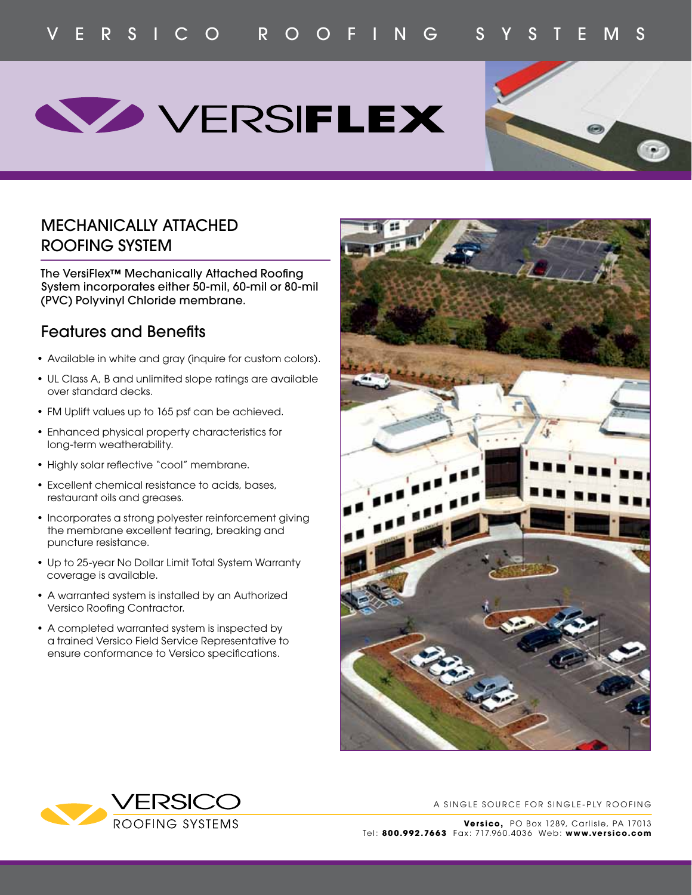VERSICO ROOFING SYSTEMS

# VERSIFLEX

## MECHANICALLY ATTACHED ROOFING SYSTEM

The VersiFlex™ Mechanically Attached Roofing System incorporates either 50-mil, 60-mil or 80-mil (PVC) Polyvinyl Chloride membrane.

## Features and Benefits

- Available in white and gray (inquire for custom colors).
- UL Class A, B and unlimited slope ratings are available over standard decks.
- FM Uplift values up to 165 psf can be achieved.
- Enhanced physical property characteristics for long-term weatherability.
- Highly solar reflective "cool" membrane.
- Excellent chemical resistance to acids, bases, restaurant oils and greases.
- Incorporates a strong polyester reinforcement giving the membrane excellent tearing, breaking and puncture resistance.
- Up to 25-year No Dollar Limit Total System Warranty coverage is available.
- A warranted system is installed by an Authorized Versico Roofing Contractor.
- A completed warranted system is inspected by a trained Versico Field Service Representative to ensure conformance to Versico specifications.

VERSICO ROOFING SYSTEMS

A SINGLE SOURCE FOR SINGLE-PLY ROOFING

**Versico,** PO Box 1289, Carlisle, PA 17013
Tel: **800.992.7663** Fax: 717.960.4036 Web: **www.versico.com**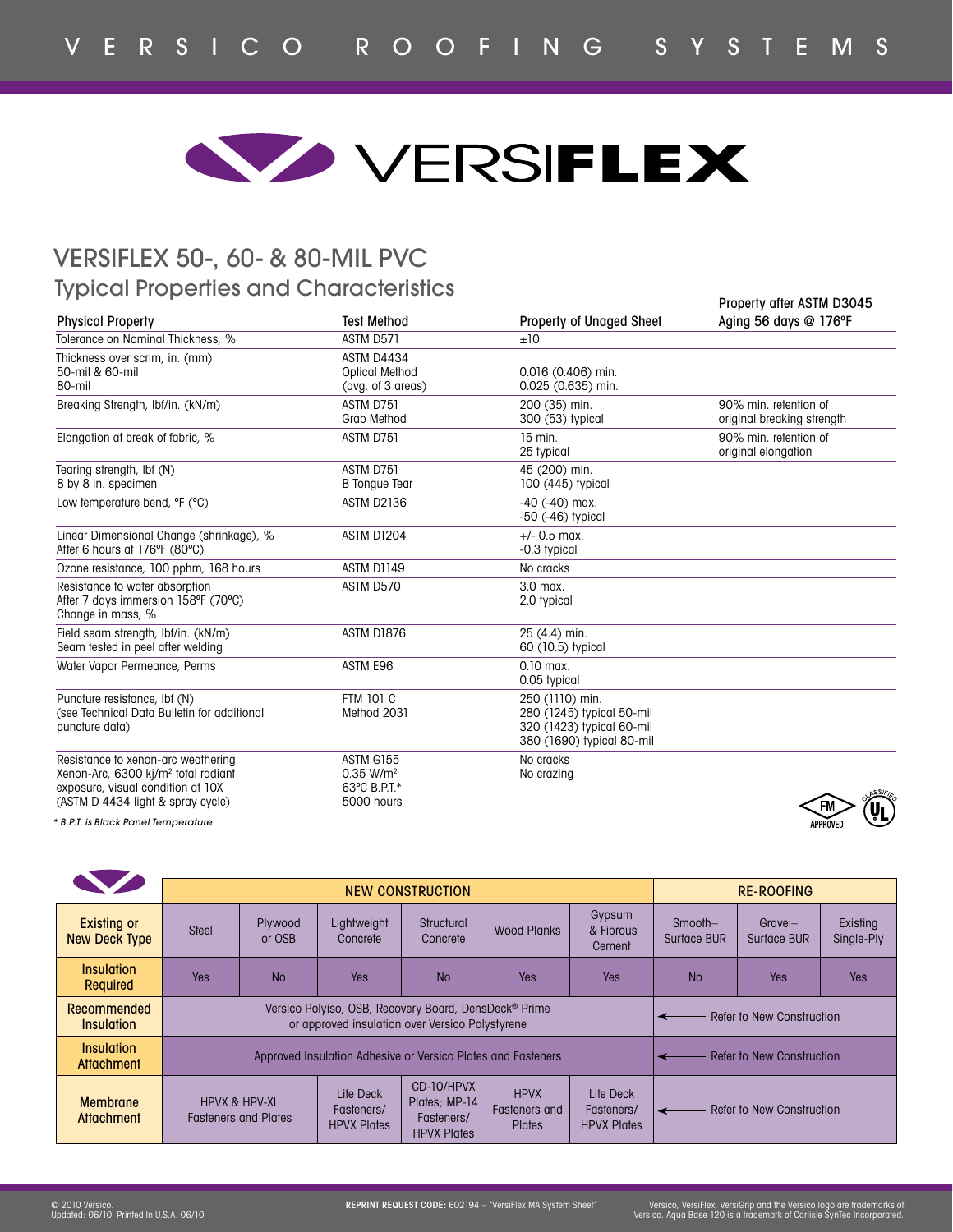VERSICO ROOFING SYSTEMS

VERSIFLEX

# VERSIFLEX 50-, 60- & 80-MIL PVC

## Typical Properties and Characteristics

| Physical Property | Test Method | Property of Unaged Sheet | Property after ASTM D3045 Aging 56 days @ 176°F |
|---|---|---|---|
| Tolerance on Nominal Thickness, % | ASTM D571 | ±10 | |
| Thickness over scrim, in. (mm)<br>50-mil & 60-mil<br>80-mil | ASTM D4434<br>Optical Method<br>(avg. of 3 areas) | 0.016 (0.406) min.<br>0.025 (0.635) min. | |
| Breaking Strength, lbf/in. (kN/m) | ASTM D751<br>Grab Method | 200 (35) min.<br>300 (53) typical | 90% min. retention of original breaking strength |
| Elongation at break of fabric, % | ASTM D751 | 15 min.<br>25 typical | 90% min. retention of original elongation |
| Tearing strength, lbf (N)<br>8 by 8 in. specimen | ASTM D751<br>B Tongue Tear | 45 (200) min.<br>100 (445) typical | |
| Low temperature bend, °F (°C) | ASTM D2136 | -40 (-40) max.<br>-50 (-46) typical | |
| Linear Dimensional Change (shrinkage), %<br>After 6 hours at 176°F (80°C) | ASTM D1204 | +/- 0.5 max.<br>-0.3 typical | |
| Ozone resistance, 100 pphm, 168 hours | ASTM D1149 | No cracks | |
| Resistance to water absorption<br>After 7 days immersion 158°F (70°C)<br>Change in mass, % | ASTM D570 | 3.0 max.<br>2.0 typical | |
| Field seam strength, lbf/in. (kN/m)<br>Seam tested in peel after welding | ASTM D1876 | 25 (4.4) min.<br>60 (10.5) typical | |
| Water Vapor Permeance, Perms | ASTM E96 | 0.10 max.<br>0.05 typical | |
| Puncture resistance, lbf (N)<br>(see Technical Data Bulletin for additional puncture data) | FTM 101 C<br>Method 2031 | 250 (1110) min.<br>280 (1245) typical 50-mil<br>320 (1423) typical 60-mil<br>380 (1690) typical 80-mil | |
| Resistance to xenon-arc weathering<br>Xenon-Arc, 6300 kj/m² total radiant exposure, visual condition at 10X<br>(ASTM D 4434 light & spray cycle) | ASTM G155<br>0.35 W/m²<br>63ºC B.P.T.*<br>5000 hours | No cracks<br>No crazing | |

*\* B.P.T. is Black Panel Temperature*

FM APPROVED — UL CLASSIFIED

| | NEW CONSTRUCTION | | | | | | RE-ROOFING | | |
|---|---|---|---|---|---|---|---|---|---|
| **Existing or New Deck Type** | Steel | Plywood or OSB | Lightweight Concrete | Structural Concrete | Wood Planks | Gypsum & Fibrous Cement | Smooth–Surface BUR | Gravel–Surface BUR | Existing Single-Ply |
| **Insulation Required** | Yes | No | Yes | No | Yes | Yes | No | Yes | Yes |
| **Recommended Insulation** | Versico Polyiso, OSB, Recovery Board, DensDeck® Prime or approved insulation over Versico Polystyrene | | | | | | ← Refer to New Construction | | |
| **Insulation Attachment** | Approved Insulation Adhesive or Versico Plates and Fasteners | | | | | | ← Refer to New Construction | | |
| **Membrane Attachment** | HPVX & HPV-XL Fasteners and Plates | | Lite Deck Fasteners/ HPVX Plates | CD-10/HPVX Plates; MP-14 Fasteners/ HPVX Plates | HPVX Fasteners and Plates | Lite Deck Fasteners/ HPVX Plates | ← Refer to New Construction | | |

© 2010 Versico.
Updated: 06/10. Printed In U.S.A. 06/10

**REPRINT REQUEST CODE:** 602194 – "VersiFlex MA System Sheet"

Versico, VersiFlex, VersiGrip and the Versico logo are trademarks of Versico. Aqua Base 120 is a trademark of Carlisle SynTec Incorporated.